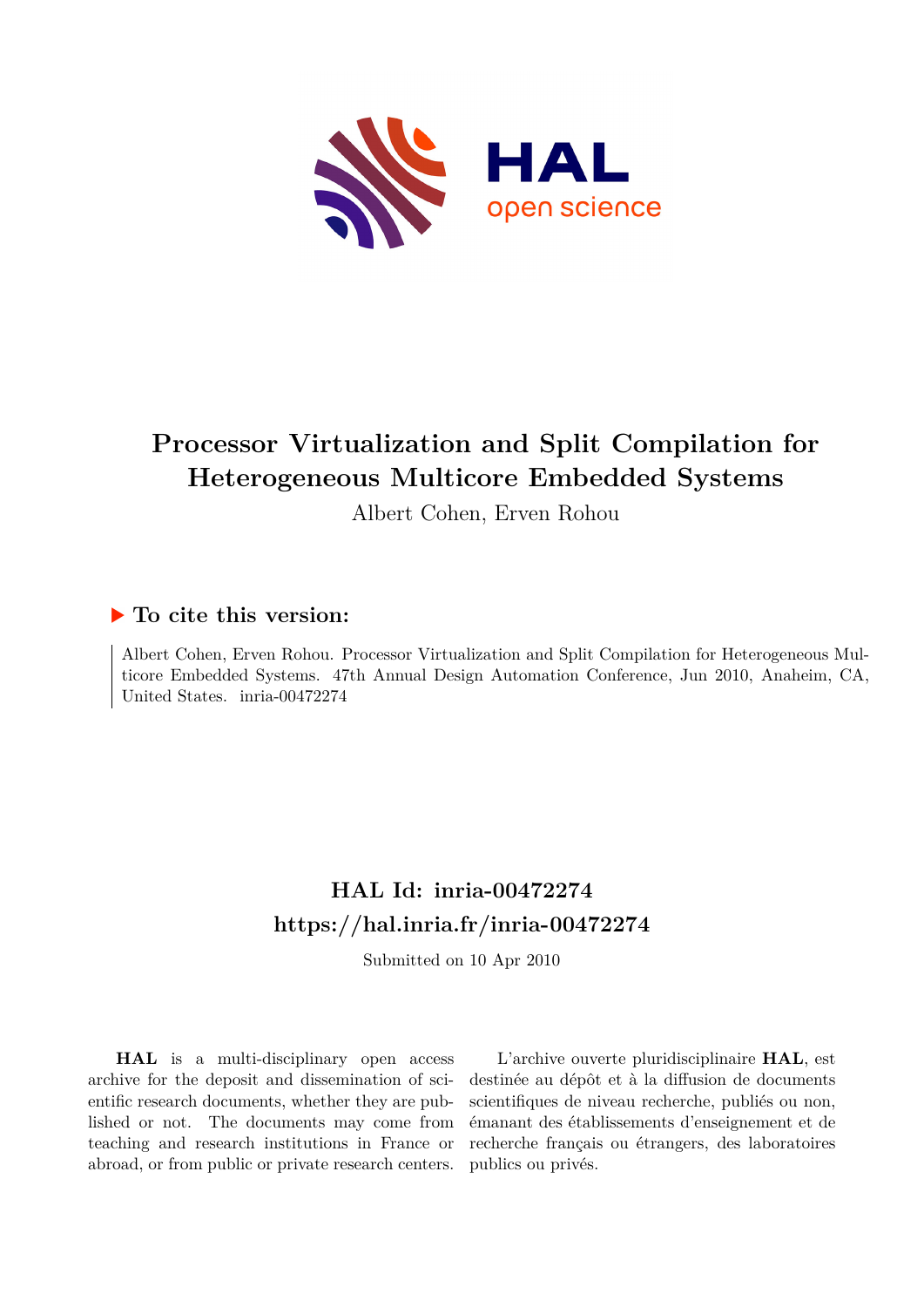# Processor Virtualization and Split Compilation for Heterogeneous Multicore Embedded Systems

Albert Cohen, Erven Rohou

## ▶ To cite this version:

Albert Cohen, Erven Rohou. Processor Virtualization and Split Compilation for Heterogeneous Multicore Embedded Systems. 47th Annual Design Automation Conference, Jun 2010, Anaheim, CA, United States. inria-00472274

## HAL Id: inria-00472274
## https://hal.inria.fr/inria-00472274

Submitted on 10 Apr 2010

**HAL** is a multi-disciplinary open access archive for the deposit and dissemination of scientific research documents, whether they are published or not. The documents may come from teaching and research institutions in France or abroad, or from public or private research centers.

L'archive ouverte pluridisciplinaire **HAL**, est destinée au dépôt et à la diffusion de documents scientifiques de niveau recherche, publiés ou non, émanant des établissements d'enseignement et de recherche français ou étrangers, des laboratoires publics ou privés.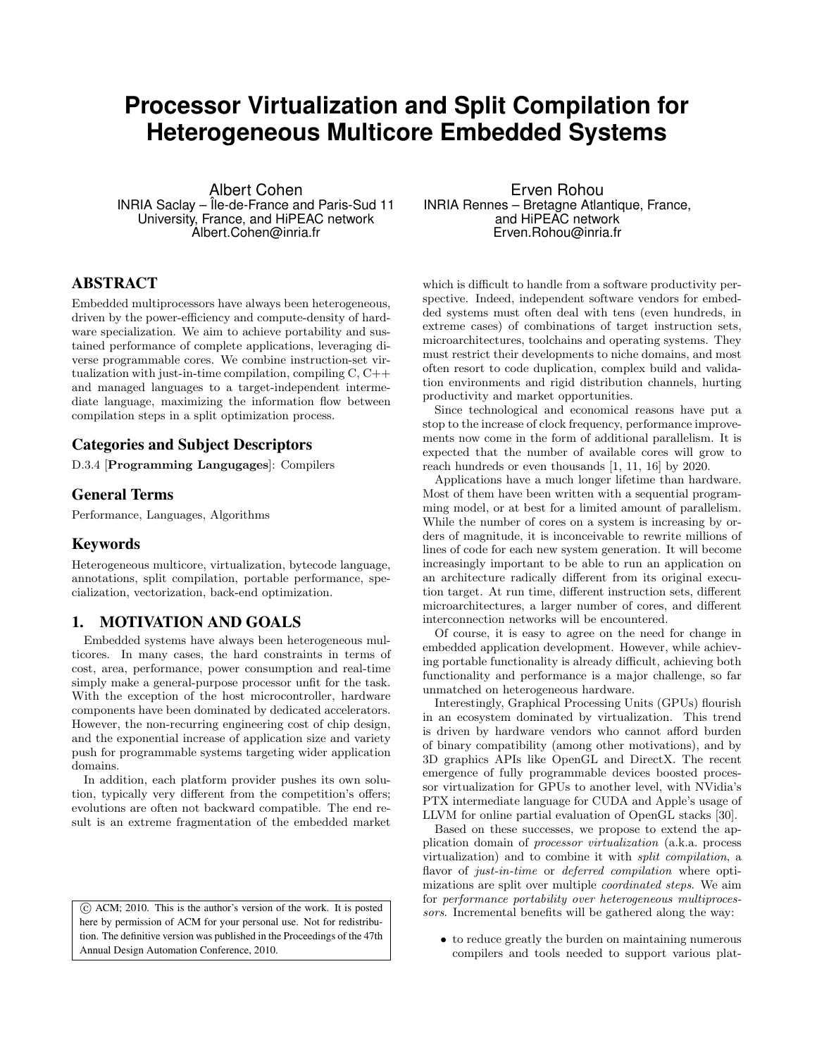# Processor Virtualization and Split Compilation for Heterogeneous Multicore Embedded Systems

Albert Cohen
INRIA Saclay – Île-de-France and Paris-Sud 11 University, France, and HiPEAC network
Albert.Cohen@inria.fr

Erven Rohou
INRIA Rennes – Bretagne Atlantique, France, and HiPEAC network
Erven.Rohou@inria.fr

## ABSTRACT

Embedded multiprocessors have always been heterogeneous, driven by the power-efficiency and compute-density of hardware specialization. We aim to achieve portability and sustained performance of complete applications, leveraging diverse programmable cores. We combine instruction-set virtualization with just-in-time compilation, compiling C, C++ and managed languages to a target-independent intermediate language, maximizing the information flow between compilation steps in a split optimization process.

### Categories and Subject Descriptors

D.3.4 [**Programming Langugages**]: Compilers

### General Terms

Performance, Languages, Algorithms

### Keywords

Heterogeneous multicore, virtualization, bytecode language, annotations, split compilation, portable performance, specialization, vectorization, back-end optimization.

## 1. MOTIVATION AND GOALS

Embedded systems have always been heterogeneous multicores. In many cases, the hard constraints in terms of cost, area, performance, power consumption and real-time simply make a general-purpose processor unfit for the task. With the exception of the host microcontroller, hardware components have been dominated by dedicated accelerators. However, the non-recurring engineering cost of chip design, and the exponential increase of application size and variety push for programmable systems targeting wider application domains.

In addition, each platform provider pushes its own solution, typically very different from the competition's offers; evolutions are often not backward compatible. The end result is an extreme fragmentation of the embedded market which is difficult to handle from a software productivity perspective. Indeed, independent software vendors for embedded systems must often deal with tens (even hundreds, in extreme cases) of combinations of target instruction sets, microarchitectures, toolchains and operating systems. They must restrict their developments to niche domains, and most often resort to code duplication, complex build and validation environments and rigid distribution channels, hurting productivity and market opportunities.

Since technological and economical reasons have put a stop to the increase of clock frequency, performance improvements now come in the form of additional parallelism. It is expected that the number of available cores will grow to reach hundreds or even thousands [1, 11, 16] by 2020.

Applications have a much longer lifetime than hardware. Most of them have been written with a sequential programming model, or at best for a limited amount of parallelism. While the number of cores on a system is increasing by orders of magnitude, it is inconceivable to rewrite millions of lines of code for each new system generation. It will become increasingly important to be able to run an application on an architecture radically different from its original execution target. At run time, different instruction sets, different microarchitectures, a larger number of cores, and different interconnection networks will be encountered.

Of course, it is easy to agree on the need for change in embedded application development. However, while achieving portable functionality is already difficult, achieving both functionality and performance is a major challenge, so far unmatched on heterogeneous hardware.

Interestingly, Graphical Processing Units (GPUs) flourish in an ecosystem dominated by virtualization. This trend is driven by hardware vendors who cannot afford burden of binary compatibility (among other motivations), and by 3D graphics APIs like OpenGL and DirectX. The recent emergence of fully programmable devices boosted processor virtualization for GPUs to another level, with NVidia's PTX intermediate language for CUDA and Apple's usage of LLVM for online partial evaluation of OpenGL stacks [30].

Based on these successes, we propose to extend the application domain of *processor virtualization* (a.k.a. process virtualization) and to combine it with *split compilation*, a flavor of *just-in-time* or *deferred compilation* where optimizations are split over multiple *coordinated steps*. We aim for *performance portability over heterogeneous multiprocessors*. Incremental benefits will be gathered along the way:

- to reduce greatly the burden on maintaining numerous compilers and tools needed to support various plat-

© ACM; 2010. This is the author's version of the work. It is posted here by permission of ACM for your personal use. Not for redistribution. The definitive version was published in the Proceedings of the 47th Annual Design Automation Conference, 2010.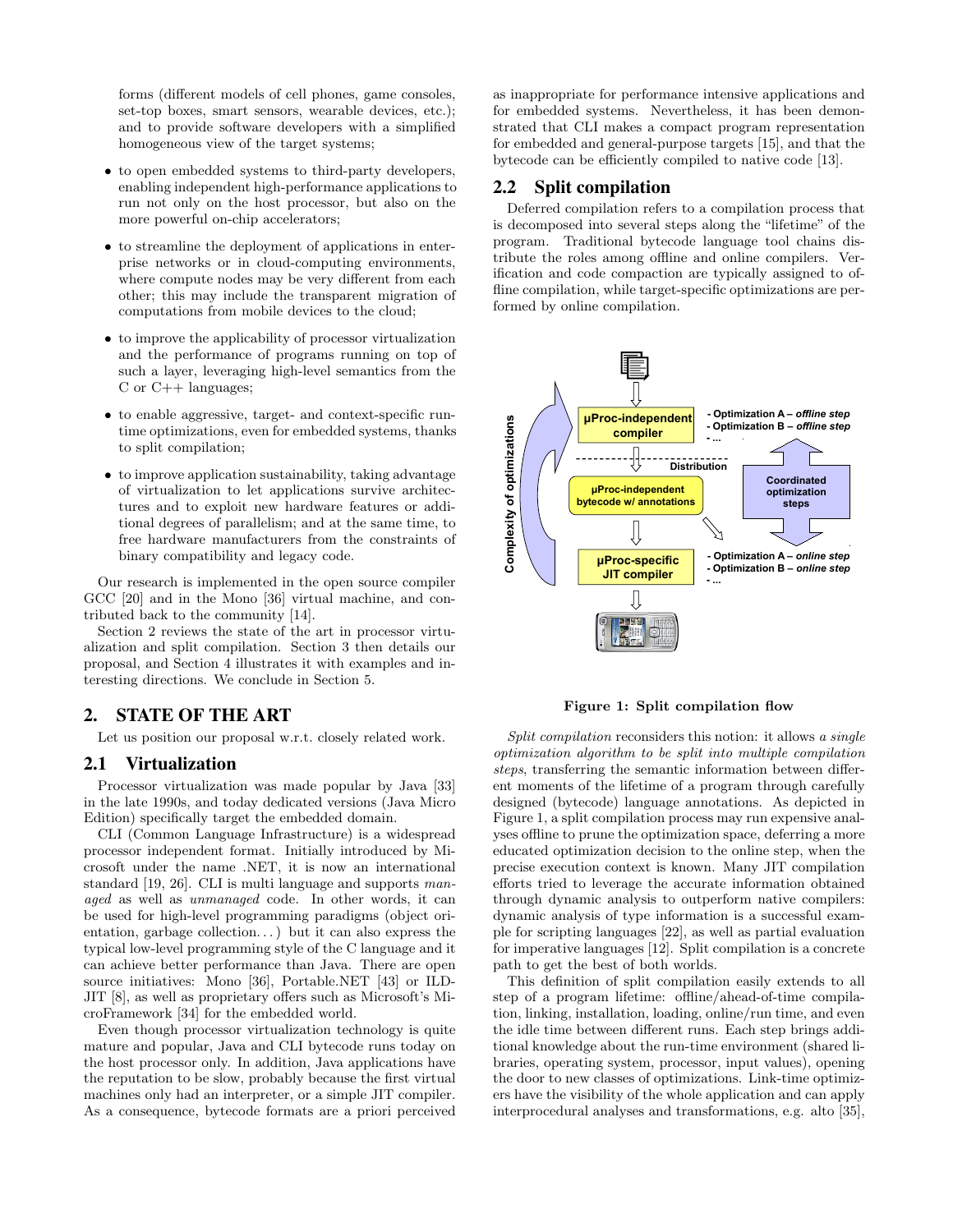forms (different models of cell phones, game consoles, set-top boxes, smart sensors, wearable devices, etc.); and to provide software developers with a simplified homogeneous view of the target systems;

- to open embedded systems to third-party developers, enabling independent high-performance applications to run not only on the host processor, but also on the more powerful on-chip accelerators;
- to streamline the deployment of applications in enterprise networks or in cloud-computing environments, where compute nodes may be very different from each other; this may include the transparent migration of computations from mobile devices to the cloud;
- to improve the applicability of processor virtualization and the performance of programs running on top of such a layer, leveraging high-level semantics from the C or C++ languages;
- to enable aggressive, target- and context-specific runtime optimizations, even for embedded systems, thanks to split compilation;
- to improve application sustainability, taking advantage of virtualization to let applications survive architectures and to exploit new hardware features or additional degrees of parallelism; and at the same time, to free hardware manufacturers from the constraints of binary compatibility and legacy code.

Our research is implemented in the open source compiler GCC [20] and in the Mono [36] virtual machine, and contributed back to the community [14].

Section 2 reviews the state of the art in processor virtualization and split compilation. Section 3 then details our proposal, and Section 4 illustrates it with examples and interesting directions. We conclude in Section 5.

## 2. STATE OF THE ART

Let us position our proposal w.r.t. closely related work.

### 2.1 Virtualization

Processor virtualization was made popular by Java [33] in the late 1990s, and today dedicated versions (Java Micro Edition) specifically target the embedded domain.

CLI (Common Language Infrastructure) is a widespread processor independent format. Initially introduced by Microsoft under the name .NET, it is now an international standard [19, 26]. CLI is multi language and supports *managed* as well as *unmanaged* code. In other words, it can be used for high-level programming paradigms (object orientation, garbage collection...) but it can also express the typical low-level programming style of the C language and it can achieve better performance than Java. There are open source initiatives: Mono [36], Portable.NET [43] or ILDJIT [8], as well as proprietary offers such as Microsoft's MicroFramework [34] for the embedded world.

Even though processor virtualization technology is quite mature and popular, Java and CLI bytecode runs today on the host processor only. In addition, Java applications have the reputation to be slow, probably because the first virtual machines only had an interpreter, or a simple JIT compiler. As a consequence, bytecode formats are a priori perceived as inappropriate for performance intensive applications and for embedded systems. Nevertheless, it has been demonstrated that CLI makes a compact program representation for embedded and general-purpose targets [15], and that the bytecode can be efficiently compiled to native code [13].

### 2.2 Split compilation

Deferred compilation refers to a compilation process that is decomposed into several steps along the "lifetime" of the program. Traditional bytecode language tool chains distribute the roles among offline and online compilers. Verification and code compaction are typically assigned to offline compilation, while target-specific optimizations are performed by online compilation.

**Figure 1: Split compilation flow**

*Split compilation* reconsiders this notion: it allows *a single optimization algorithm to be split into multiple compilation steps*, transferring the semantic information between different moments of the lifetime of a program through carefully designed (bytecode) language annotations. As depicted in Figure 1, a split compilation process may run expensive analyses offline to prune the optimization space, deferring a more educated optimization decision to the online step, when the precise execution context is known. Many JIT compilation efforts tried to leverage the accurate information obtained through dynamic analysis to outperform native compilers: dynamic analysis of type information is a successful example for scripting languages [22], as well as partial evaluation for imperative languages [12]. Split compilation is a concrete path to get the best of both worlds.

This definition of split compilation easily extends to all step of a program lifetime: offline/ahead-of-time compilation, linking, installation, loading, online/run time, and even the idle time between different runs. Each step brings additional knowledge about the run-time environment (shared libraries, operating system, processor, input values), opening the door to new classes of optimizations. Link-time optimizers have the visibility of the whole application and can apply interprocedural analyses and transformations, e.g. alto [35],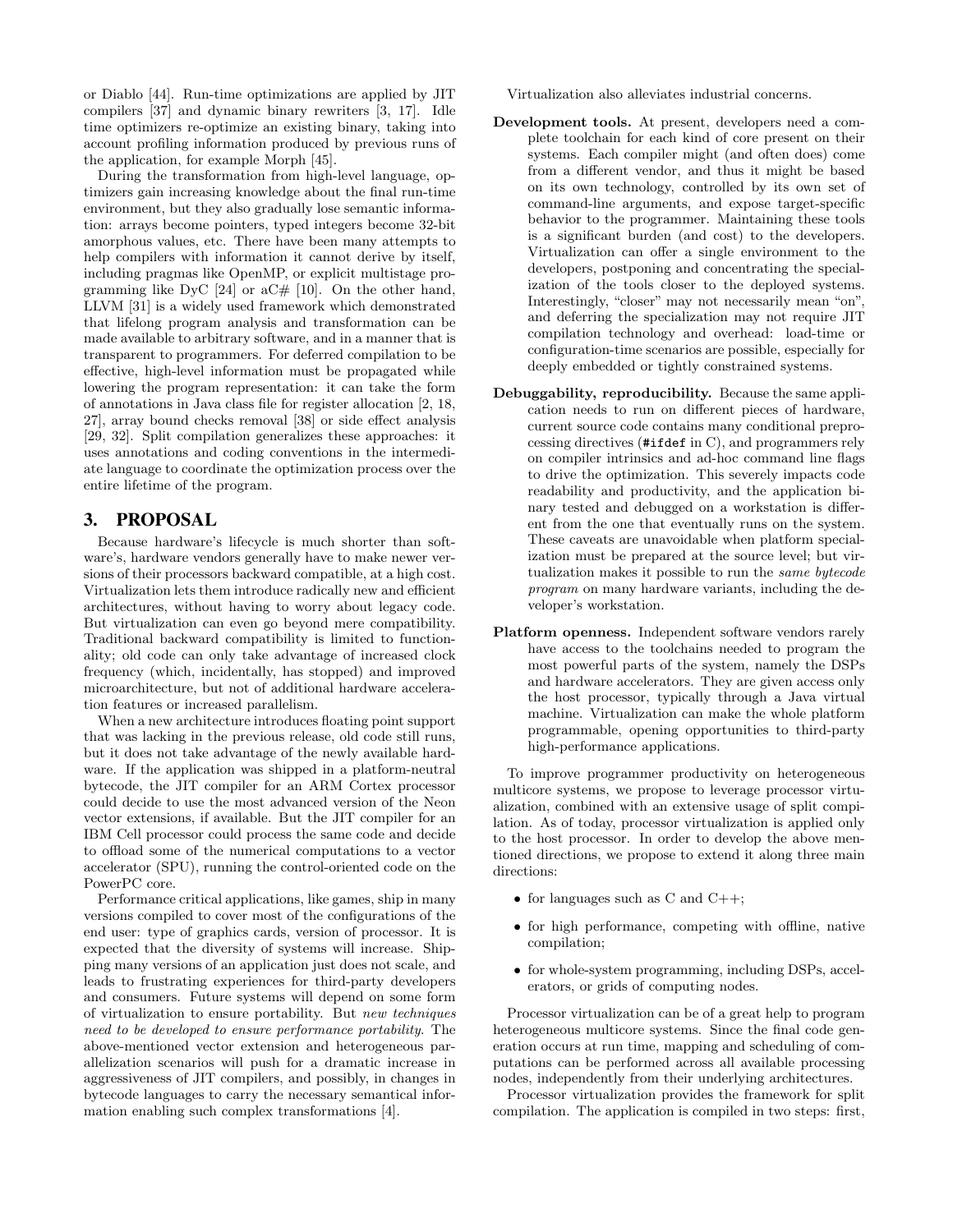or Diablo [44]. Run-time optimizations are applied by JIT compilers [37] and dynamic binary rewriters [3, 17]. Idle time optimizers re-optimize an existing binary, taking into account profiling information produced by previous runs of the application, for example Morph [45].

During the transformation from high-level language, optimizers gain increasing knowledge about the final run-time environment, but they also gradually lose semantic information: arrays become pointers, typed integers become 32-bit amorphous values, etc. There have been many attempts to help compilers with information it cannot derive by itself, including pragmas like OpenMP, or explicit multistage programming like DyC [24] or aC# [10]. On the other hand, LLVM [31] is a widely used framework which demonstrated that lifelong program analysis and transformation can be made available to arbitrary software, and in a manner that is transparent to programmers. For deferred compilation to be effective, high-level information must be propagated while lowering the program representation: it can take the form of annotations in Java class file for register allocation [2, 18, 27], array bound checks removal [38] or side effect analysis [29, 32]. Split compilation generalizes these approaches: it uses annotations and coding conventions in the intermediate language to coordinate the optimization process over the entire lifetime of the program.

## 3. PROPOSAL

Because hardware's lifecycle is much shorter than software's, hardware vendors generally have to make newer versions of their processors backward compatible, at a high cost. Virtualization lets them introduce radically new and efficient architectures, without having to worry about legacy code. But virtualization can even go beyond mere compatibility. Traditional backward compatibility is limited to functionality; old code can only take advantage of increased clock frequency (which, incidentally, has stopped) and improved microarchitecture, but not of additional hardware acceleration features or increased parallelism.

When a new architecture introduces floating point support that was lacking in the previous release, old code still runs, but it does not take advantage of the newly available hardware. If the application was shipped in a platform-neutral bytecode, the JIT compiler for an ARM Cortex processor could decide to use the most advanced version of the Neon vector extensions, if available. But the JIT compiler for an IBM Cell processor could process the same code and decide to offload some of the numerical computations to a vector accelerator (SPU), running the control-oriented code on the PowerPC core.

Performance critical applications, like games, ship in many versions compiled to cover most of the configurations of the end user: type of graphics cards, version of processor. It is expected that the diversity of systems will increase. Shipping many versions of an application just does not scale, and leads to frustrating experiences for third-party developers and consumers. Future systems will depend on some form of virtualization to ensure portability. But *new techniques need to be developed to ensure performance portability*. The above-mentioned vector extension and heterogeneous parallelization scenarios will push for a dramatic increase in aggressiveness of JIT compilers, and possibly, in changes in bytecode languages to carry the necessary semantical information enabling such complex transformations [4].

Virtualization also alleviates industrial concerns.

**Development tools.** At present, developers need a complete toolchain for each kind of core present on their systems. Each compiler might (and often does) come from a different vendor, and thus it might be based on its own technology, controlled by its own set of command-line arguments, and expose target-specific behavior to the programmer. Maintaining these tools is a significant burden (and cost) to the developers. Virtualization can offer a single environment to the developers, postponing and concentrating the specialization of the tools closer to the deployed systems. Interestingly, "closer" may not necessarily mean "on", and deferring the specialization may not require JIT compilation technology and overhead: load-time or configuration-time scenarios are possible, especially for deeply embedded or tightly constrained systems.

**Debuggability, reproducibility.** Because the same application needs to run on different pieces of hardware, current source code contains many conditional preprocessing directives (`#ifdef` in C), and programmers rely on compiler intrinsics and ad-hoc command line flags to drive the optimization. This severely impacts code readability and productivity, and the application binary tested and debugged on a workstation is different from the one that eventually runs on the system. These caveats are unavoidable when platform specialization must be prepared at the source level; but virtualization makes it possible to run the *same bytecode program* on many hardware variants, including the developer's workstation.

**Platform openness.** Independent software vendors rarely have access to the toolchains needed to program the most powerful parts of the system, namely the DSPs and hardware accelerators. They are given access only the host processor, typically through a Java virtual machine. Virtualization can make the whole platform programmable, opening opportunities to third-party high-performance applications.

To improve programmer productivity on heterogeneous multicore systems, we propose to leverage processor virtualization, combined with an extensive usage of split compilation. As of today, processor virtualization is applied only to the host processor. In order to develop the above mentioned directions, we propose to extend it along three main directions:

- for languages such as C and C++;
- for high performance, competing with offline, native compilation;
- for whole-system programming, including DSPs, accelerators, or grids of computing nodes.

Processor virtualization can be of a great help to program heterogeneous multicore systems. Since the final code generation occurs at run time, mapping and scheduling of computations can be performed across all available processing nodes, independently from their underlying architectures.

Processor virtualization provides the framework for split compilation. The application is compiled in two steps: first,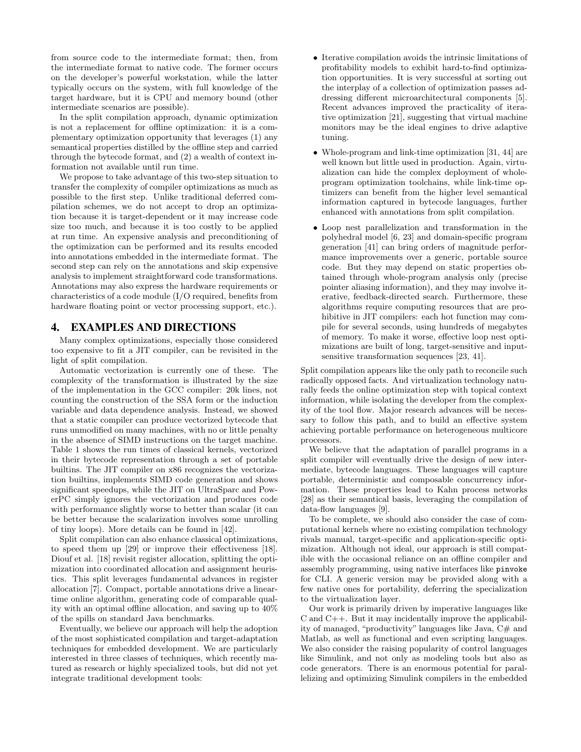from source code to the intermediate format; then, from the intermediate format to native code. The former occurs on the developer's powerful workstation, while the latter typically occurs on the system, with full knowledge of the target hardware, but it is CPU and memory bound (other intermediate scenarios are possible).

In the split compilation approach, dynamic optimization is not a replacement for offline optimization: it is a complementary optimization opportunity that leverages (1) any semantical properties distilled by the offline step and carried through the bytecode format, and (2) a wealth of context information not available until run time.

We propose to take advantage of this two-step situation to transfer the complexity of compiler optimizations as much as possible to the first step. Unlike traditional deferred compilation schemes, we do not accept to drop an optimization because it is target-dependent or it may increase code size too much, and because it is too costly to be applied at run time. An expensive analysis and preconditioning of the optimization can be performed and its results encoded into annotations embedded in the intermediate format. The second step can rely on the annotations and skip expensive analysis to implement straightforward code transformations. Annotations may also express the hardware requirements or characteristics of a code module (I/O required, benefits from hardware floating point or vector processing support, etc.).

## 4. EXAMPLES AND DIRECTIONS

Many complex optimizations, especially those considered too expensive to fit a JIT compiler, can be revisited in the light of split compilation.

Automatic vectorization is currently one of these. The complexity of the transformation is illustrated by the size of the implementation in the GCC compiler: 20k lines, not counting the construction of the SSA form or the induction variable and data dependence analysis. Instead, we showed that a static compiler can produce vectorized bytecode that runs unmodified on many machines, with no or little penalty in the absence of SIMD instructions on the target machine. Table 1 shows the run times of classical kernels, vectorized in their bytecode representation through a set of portable builtins. The JIT compiler on x86 recognizes the vectorization builtins, implements SIMD code generation and shows significant speedups, while the JIT on UltraSparc and PowerPC simply ignores the vectorization and produces code with performance slightly worse to better than scalar (it can be better because the scalarization involves some unrolling of tiny loops). More details can be found in [42].

Split compilation can also enhance classical optimizations, to speed them up [29] or improve their effectiveness [18]. Diouf et al. [18] revisit register allocation, splitting the optimization into coordinated allocation and assignment heuristics. This split leverages fundamental advances in register allocation [7]. Compact, portable annotations drive a linear-time online algorithm, generating code of comparable quality with an optimal offline allocation, and saving up to 40% of the spills on standard Java benchmarks.

Eventually, we believe our approach will help the adoption of the most sophisticated compilation and target-adaptation techniques for embedded development. We are particularly interested in three classes of techniques, which recently matured as research or highly specialized tools, but did not yet integrate traditional development tools:

- Iterative compilation avoids the intrinsic limitations of profitability models to exhibit hard-to-find optimization opportunities. It is very successful at sorting out the interplay of a collection of optimization passes addressing different microarchitectural components [5]. Recent advances improved the practicality of iterative optimization [21], suggesting that virtual machine monitors may be the ideal engines to drive adaptive tuning.
- Whole-program and link-time optimization [31, 44] are well known but little used in production. Again, virtualization can hide the complex deployment of whole-program optimization toolchains, while link-time optimizers can benefit from the higher level semantical information captured in bytecode languages, further enhanced with annotations from split compilation.
- Loop nest parallelization and transformation in the polyhedral model [6, 23] and domain-specific program generation [41] can bring orders of magnitude performance improvements over a generic, portable source code. But they may depend on static properties obtained through whole-program analysis only (precise pointer aliasing information), and they may involve iterative, feedback-directed search. Furthermore, these algorithms require computing resources that are prohibitive in JIT compilers: each hot function may compile for several seconds, using hundreds of megabytes of memory. To make it worse, effective loop nest optimizations are built of long, target-sensitive and input-sensitive transformation sequences [23, 41].

Split compilation appears like the only path to reconcile such radically opposed facts. And virtualization technology naturally feeds the online optimization step with topical context information, while isolating the developer from the complexity of the tool flow. Major research advances will be necessary to follow this path, and to build an effective system achieving portable performance on heterogeneous multicore processors.

We believe that the adaptation of parallel programs in a split compiler will eventually drive the design of new intermediate, bytecode languages. These languages will capture portable, deterministic and composable concurrency information. These properties lead to Kahn process networks [28] as their semantical basis, leveraging the compilation of data-flow languages [9].

To be complete, we should also consider the case of computational kernels where no existing compilation technology rivals manual, target-specific and application-specific optimization. Although not ideal, our approach is still compatible with the occasional reliance on an offline compiler and assembly programming, using native interfaces like `pinvoke` for CLI. A generic version may be provided along with a few native ones for portability, deferring the specialization to the virtualization layer.

Our work is primarily driven by imperative languages like C and C++. But it may incidentally improve the applicability of managed, "productivity" languages like Java, C# and Matlab, as well as functional and even scripting languages. We also consider the raising popularity of control languages like Simulink, and not only as modeling tools but also as code generators. There is an enormous potential for parallelizing and optimizing Simulink compilers in the embedded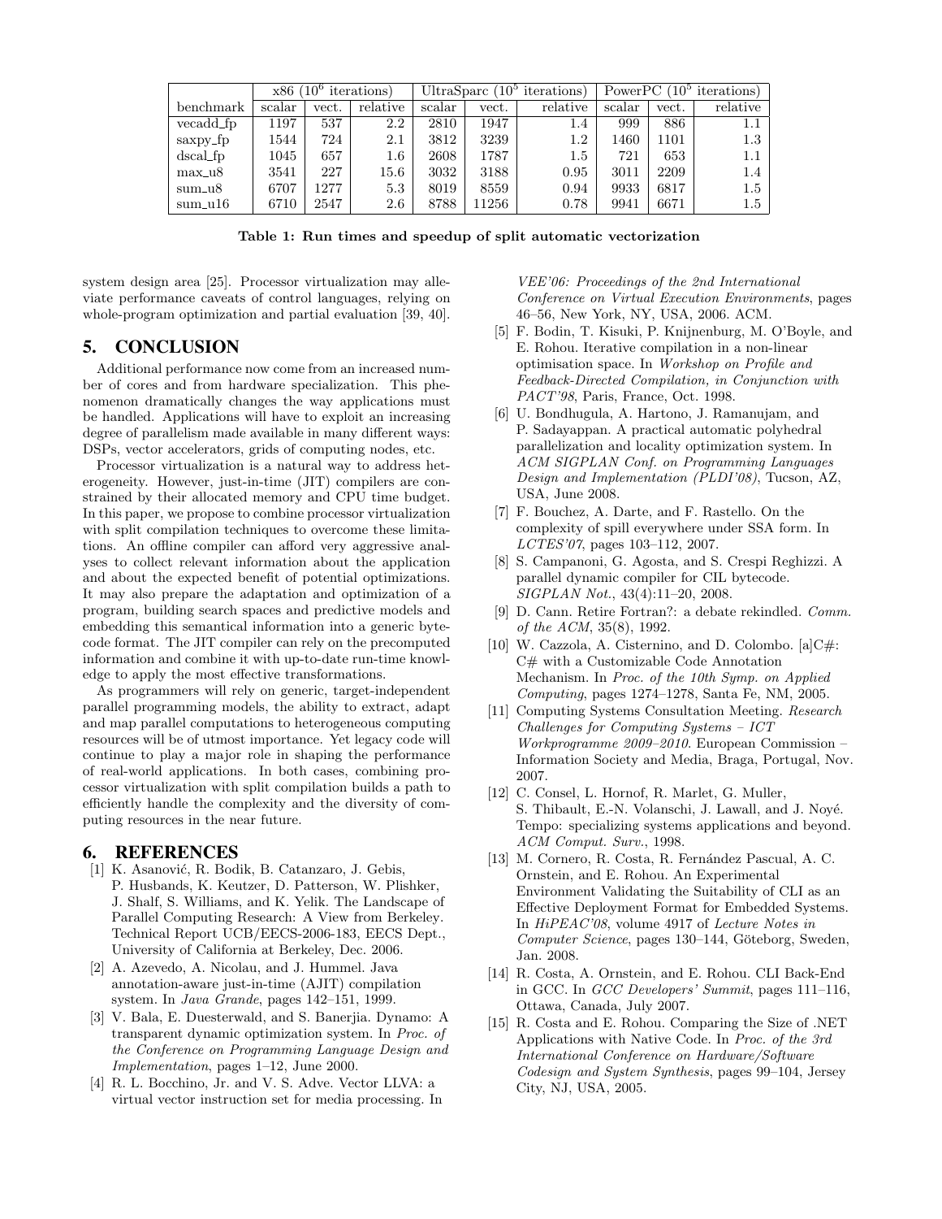| | x86 ($10^6$ iterations) | | | UltraSparc ($10^5$ iterations) | | | PowerPC ($10^5$ iterations) | | |
|---|---|---|---|---|---|---|---|---|---|
| benchmark | scalar | vect. | relative | scalar | vect. | relative | scalar | vect. | relative |
| vecadd_fp | 1197 | 537 | 2.2 | 2810 | 1947 | 1.4 | 999 | 886 | 1.1 |
| saxpy_fp | 1544 | 724 | 2.1 | 3812 | 3239 | 1.2 | 1460 | 1101 | 1.3 |
| dscal_fp | 1045 | 657 | 1.6 | 2608 | 1787 | 1.5 | 721 | 653 | 1.1 |
| max_u8 | 3541 | 227 | 15.6 | 3032 | 3188 | 0.95 | 3011 | 2209 | 1.4 |
| sum_u8 | 6707 | 1277 | 5.3 | 8019 | 8559 | 0.94 | 9933 | 6817 | 1.5 |
| sum_u16 | 6710 | 2547 | 2.6 | 8788 | 11256 | 0.78 | 9941 | 6671 | 1.5 |

**Table 1: Run times and speedup of split automatic vectorization**

system design area [25]. Processor virtualization may alleviate performance caveats of control languages, relying on whole-program optimization and partial evaluation [39, 40].

## 5. CONCLUSION

Additional performance now come from an increased number of cores and from hardware specialization. This phenomenon dramatically changes the way applications must be handled. Applications will have to exploit an increasing degree of parallelism made available in many different ways: DSPs, vector accelerators, grids of computing nodes, etc.

Processor virtualization is a natural way to address heterogeneity. However, just-in-time (JIT) compilers are constrained by their allocated memory and CPU time budget. In this paper, we propose to combine processor virtualization with split compilation techniques to overcome these limitations. An offline compiler can afford very aggressive analyses to collect relevant information about the application and about the expected benefit of potential optimizations. It may also prepare the adaptation and optimization of a program, building search spaces and predictive models and embedding this semantical information into a generic bytecode format. The JIT compiler can rely on the precomputed information and combine it with up-to-date run-time knowledge to apply the most effective transformations.

As programmers will rely on generic, target-independent parallel programming models, the ability to extract, adapt and map parallel computations to heterogeneous computing resources will be of utmost importance. Yet legacy code will continue to play a major role in shaping the performance of real-world applications. In both cases, combining processor virtualization with split compilation builds a path to efficiently handle the complexity and the diversity of computing resources in the near future.

## 6. REFERENCES

[1] K. Asanović, R. Bodik, B. Catanzaro, J. Gebis, P. Husbands, K. Keutzer, D. Patterson, W. Plishker, J. Shalf, S. Williams, and K. Yelik. The Landscape of Parallel Computing Research: A View from Berkeley. Technical Report UCB/EECS-2006-183, EECS Dept., University of California at Berkeley, Dec. 2006.

[2] A. Azevedo, A. Nicolau, and J. Hummel. Java annotation-aware just-in-time (AJIT) compilation system. In *Java Grande*, pages 142–151, 1999.

[3] V. Bala, E. Duesterwald, and S. Banerjia. Dynamo: A transparent dynamic optimization system. In *Proc. of the Conference on Programming Language Design and Implementation*, pages 1–12, June 2000.

[4] R. L. Bocchino, Jr. and V. S. Adve. Vector LLVA: a virtual vector instruction set for media processing. In *VEE'06: Proceedings of the 2nd International Conference on Virtual Execution Environments*, pages 46–56, New York, NY, USA, 2006. ACM.

[5] F. Bodin, T. Kisuki, P. Knijnenburg, M. O'Boyle, and E. Rohou. Iterative compilation in a non-linear optimisation space. In *Workshop on Profile and Feedback-Directed Compilation, in Conjunction with PACT'98*, Paris, France, Oct. 1998.

[6] U. Bondhugula, A. Hartono, J. Ramanujam, and P. Sadayappan. A practical automatic polyhedral parallelization and locality optimization system. In *ACM SIGPLAN Conf. on Programming Languages Design and Implementation (PLDI'08)*, Tucson, AZ, USA, June 2008.

[7] F. Bouchez, A. Darte, and F. Rastello. On the complexity of spill everywhere under SSA form. In *LCTES'07*, pages 103–112, 2007.

[8] S. Campanoni, G. Agosta, and S. Crespi Reghizzi. A parallel dynamic compiler for CIL bytecode. *SIGPLAN Not.*, 43(4):11–20, 2008.

[9] D. Cann. Retire Fortran?: a debate rekindled. *Comm. of the ACM*, 35(8), 1992.

[10] W. Cazzola, A. Cisternino, and D. Colombo. [a]C#: C# with a Customizable Code Annotation Mechanism. In *Proc. of the 10th Symp. on Applied Computing*, pages 1274–1278, Santa Fe, NM, 2005.

[11] Computing Systems Consultation Meeting. *Research Challenges for Computing Systems – ICT Workprogramme 2009–2010*. European Commission – Information Society and Media, Braga, Portugal, Nov. 2007.

[12] C. Consel, L. Hornof, R. Marlet, G. Muller, S. Thibault, E.-N. Volanschi, J. Lawall, and J. Noyé. Tempo: specializing systems applications and beyond. *ACM Comput. Surv.*, 1998.

[13] M. Cornero, R. Costa, R. Fernández Pascual, A. C. Ornstein, and E. Rohou. An Experimental Environment Validating the Suitability of CLI as an Effective Deployment Format for Embedded Systems. In *HiPEAC'08*, volume 4917 of *Lecture Notes in Computer Science*, pages 130–144, Göteborg, Sweden, Jan. 2008.

[14] R. Costa, A. Ornstein, and E. Rohou. CLI Back-End in GCC. In *GCC Developers' Summit*, pages 111–116, Ottawa, Canada, July 2007.

[15] R. Costa and E. Rohou. Comparing the Size of .NET Applications with Native Code. In *Proc. of the 3rd International Conference on Hardware/Software Codesign and System Synthesis*, pages 99–104, Jersey City, NJ, USA, 2005.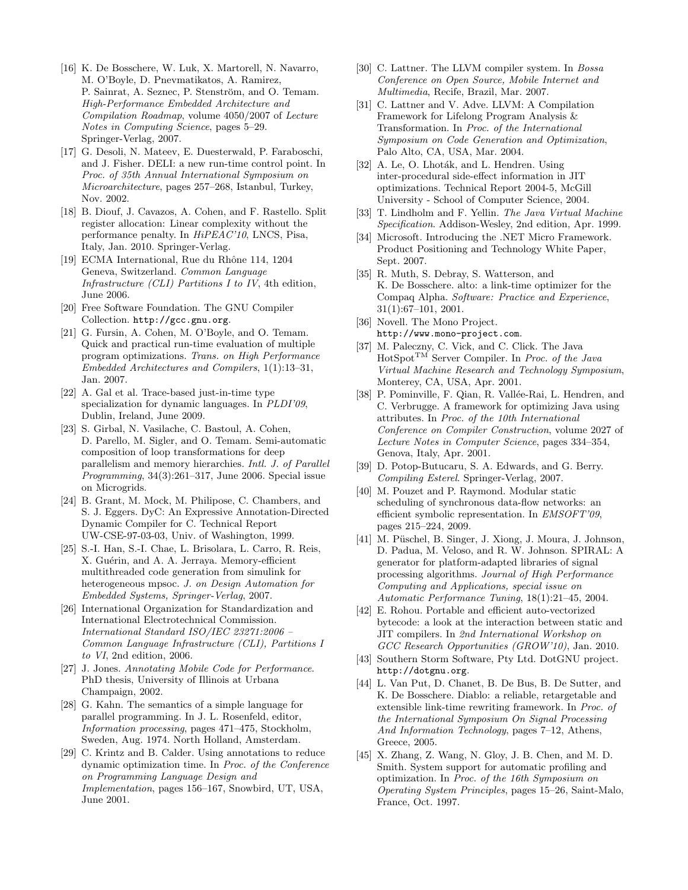[16] K. De Bosschere, W. Luk, X. Martorell, N. Navarro, M. O'Boyle, D. Pnevmatikatos, A. Ramirez, P. Sainrat, A. Seznec, P. Stenström, and O. Temam. *High-Performance Embedded Architecture and Compilation Roadmap*, volume 4050/2007 of *Lecture Notes in Computing Science*, pages 5–29. Springer-Verlag, 2007.

[17] G. Desoli, N. Mateev, E. Duesterwald, P. Faraboschi, and J. Fisher. DELI: a new run-time control point. In *Proc. of 35th Annual International Symposium on Microarchitecture*, pages 257–268, Istanbul, Turkey, Nov. 2002.

[18] B. Diouf, J. Cavazos, A. Cohen, and F. Rastello. Split register allocation: Linear complexity without the performance penalty. In *HiPEAC'10*, LNCS, Pisa, Italy, Jan. 2010. Springer-Verlag.

[19] ECMA International, Rue du Rhône 114, 1204 Geneva, Switzerland. *Common Language Infrastructure (CLI) Partitions I to IV*, 4th edition, June 2006.

[20] Free Software Foundation. The GNU Compiler Collection. `http://gcc.gnu.org`.

[21] G. Fursin, A. Cohen, M. O'Boyle, and O. Temam. Quick and practical run-time evaluation of multiple program optimizations. *Trans. on High Performance Embedded Architectures and Compilers*, 1(1):13–31, Jan. 2007.

[22] A. Gal et al. Trace-based just-in-time type specialization for dynamic languages. In *PLDI'09*, Dublin, Ireland, June 2009.

[23] S. Girbal, N. Vasilache, C. Bastoul, A. Cohen, D. Parello, M. Sigler, and O. Temam. Semi-automatic composition of loop transformations for deep parallelism and memory hierarchies. *Intl. J. of Parallel Programming*, 34(3):261–317, June 2006. Special issue on Microgrids.

[24] B. Grant, M. Mock, M. Philipose, C. Chambers, and S. J. Eggers. DyC: An Expressive Annotation-Directed Dynamic Compiler for C. Technical Report UW-CSE-97-03-03, Univ. of Washington, 1999.

[25] S.-I. Han, S.-I. Chae, L. Brisolara, L. Carro, R. Reis, X. Guérin, and A. A. Jerraya. Memory-efficient multithreaded code generation from simulink for heterogeneous mpsoc. *J. on Design Automation for Embedded Systems, Springer-Verlag*, 2007.

[26] International Organization for Standardization and International Electrotechnical Commission. *International Standard ISO/IEC 23271:2006 – Common Language Infrastructure (CLI), Partitions I to VI*, 2nd edition, 2006.

[27] J. Jones. *Annotating Mobile Code for Performance*. PhD thesis, University of Illinois at Urbana Champaign, 2002.

[28] G. Kahn. The semantics of a simple language for parallel programming. In J. L. Rosenfeld, editor, *Information processing*, pages 471–475, Stockholm, Sweden, Aug. 1974. North Holland, Amsterdam.

[29] C. Krintz and B. Calder. Using annotations to reduce dynamic optimization time. In *Proc. of the Conference on Programming Language Design and Implementation*, pages 156–167, Snowbird, UT, USA, June 2001.

[30] C. Lattner. The LLVM compiler system. In *Bossa Conference on Open Source, Mobile Internet and Multimedia*, Recife, Brazil, Mar. 2007.

[31] C. Lattner and V. Adve. LLVM: A Compilation Framework for Lifelong Program Analysis & Transformation. In *Proc. of the International Symposium on Code Generation and Optimization*, Palo Alto, CA, USA, Mar. 2004.

[32] A. Le, O. Lhoták, and L. Hendren. Using inter-procedural side-effect information in JIT optimizations. Technical Report 2004-5, McGill University - School of Computer Science, 2004.

[33] T. Lindholm and F. Yellin. *The Java Virtual Machine Specification*. Addison-Wesley, 2nd edition, Apr. 1999.

[34] Microsoft. Introducing the .NET Micro Framework. Product Positioning and Technology White Paper, Sept. 2007.

[35] R. Muth, S. Debray, S. Watterson, and K. De Bosschere. alto: a link-time optimizer for the Compaq Alpha. *Software: Practice and Experience*, 31(1):67–101, 2001.

[36] Novell. The Mono Project. `http://www.mono-project.com`.

[37] M. Paleczny, C. Vick, and C. Click. The Java HotSpot™ Server Compiler. In *Proc. of the Java Virtual Machine Research and Technology Symposium*, Monterey, CA, USA, Apr. 2001.

[38] P. Pominville, F. Qian, R. Vallée-Rai, L. Hendren, and C. Verbrugge. A framework for optimizing Java using attributes. In *Proc. of the 10th International Conference on Compiler Construction*, volume 2027 of *Lecture Notes in Computer Science*, pages 334–354, Genova, Italy, Apr. 2001.

[39] D. Potop-Butucaru, S. A. Edwards, and G. Berry. *Compiling Esterel*. Springer-Verlag, 2007.

[40] M. Pouzet and P. Raymond. Modular static scheduling of synchronous data-flow networks: an efficient symbolic representation. In *EMSOFT'09*, pages 215–224, 2009.

[41] M. Püschel, B. Singer, J. Xiong, J. Moura, J. Johnson, D. Padua, M. Veloso, and R. W. Johnson. SPIRAL: A generator for platform-adapted libraries of signal processing algorithms. *Journal of High Performance Computing and Applications, special issue on Automatic Performance Tuning*, 18(1):21–45, 2004.

[42] E. Rohou. Portable and efficient auto-vectorized bytecode: a look at the interaction between static and JIT compilers. In *2nd International Workshop on GCC Research Opportunities (GROW'10)*, Jan. 2010.

[43] Southern Storm Software, Pty Ltd. DotGNU project. `http://dotgnu.org`.

[44] L. Van Put, D. Chanet, B. De Bus, B. De Sutter, and K. De Bosschere. Diablo: a reliable, retargetable and extensible link-time rewriting framework. In *Proc. of the International Symposium On Signal Processing And Information Technology*, pages 7–12, Athens, Greece, 2005.

[45] X. Zhang, Z. Wang, N. Gloy, J. B. Chen, and M. D. Smith. System support for automatic profiling and optimization. In *Proc. of the 16th Symposium on Operating System Principles*, pages 15–26, Saint-Malo, France, Oct. 1997.